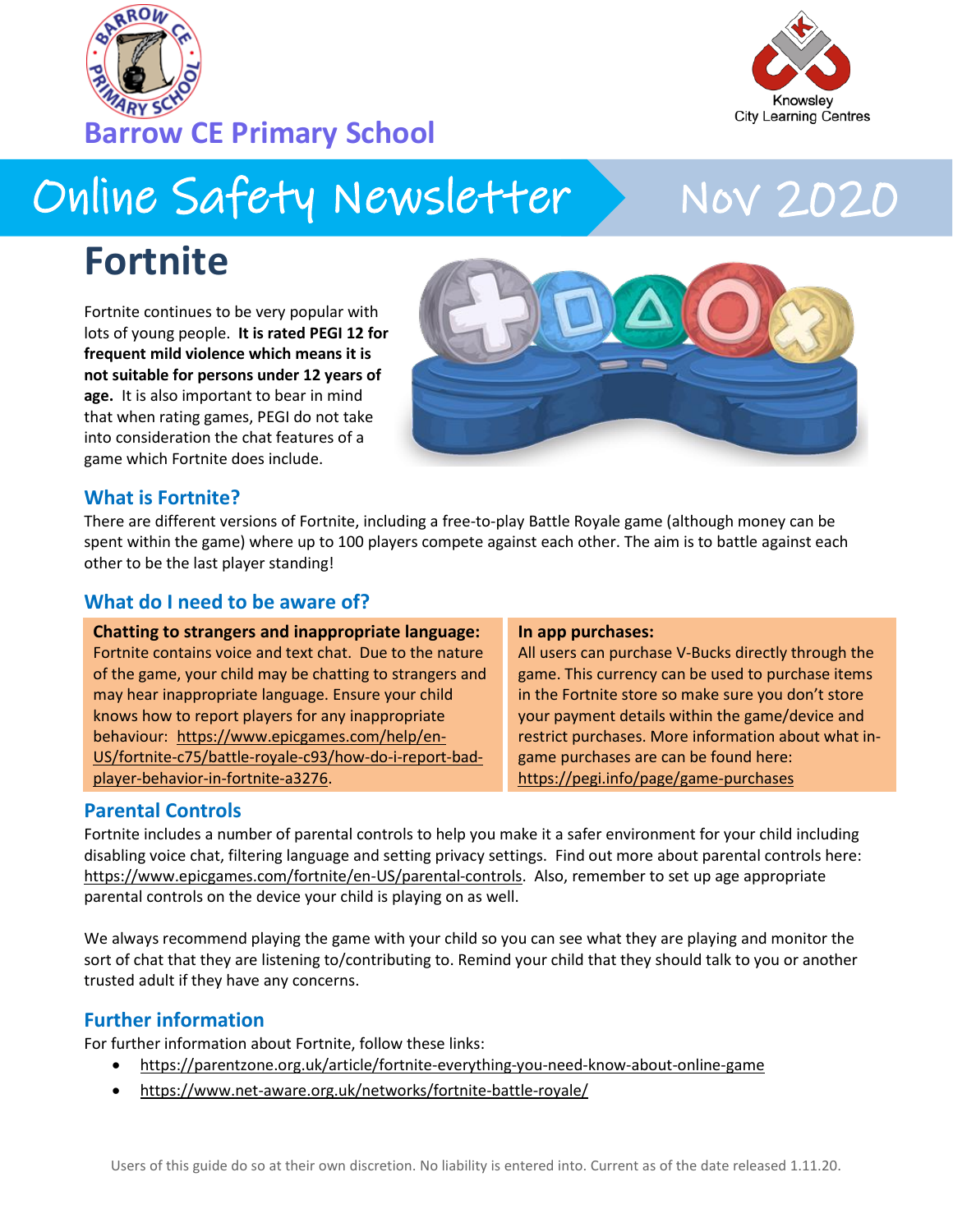Barrow CE Primary School

Knowsley City Learning Centres

# Online Safety Newsletter Nov 2020

## Fortnite

Fortnite continues to be very popular with lots of young people. **It is rated PEGI 12 for frequent mild violence which means it is not suitable for persons under 12 years of age.** It is also important to bear in mind that when rating games, PEGI do not take into consideration the chat features of a game which Fortnite does include.

### What is Fortnite?

There are different versions of Fortnite, including a free-to-play Battle Royale game (although money can be spent within the game) where up to 100 players compete against each other. The aim is to battle against each other to be the last player standing!

### What do I need to be aware of?

**Chatting to strangers and inappropriate language:**
Fortnite contains voice and text chat. Due to the nature of the game, your child may be chatting to strangers and may hear inappropriate language. Ensure your child knows how to report players for any inappropriate behaviour: https://www.epicgames.com/help/en-US/fortnite-c75/battle-royale-c93/how-do-i-report-bad-player-behavior-in-fortnite-a3276.

**In app purchases:**
All users can purchase V-Bucks directly through the game. This currency can be used to purchase items in the Fortnite store so make sure you don't store your payment details within the game/device and restrict purchases. More information about what in-game purchases are can be found here: https://pegi.info/page/game-purchases

### Parental Controls

Fortnite includes a number of parental controls to help you make it a safer environment for your child including disabling voice chat, filtering language and setting privacy settings. Find out more about parental controls here: https://www.epicgames.com/fortnite/en-US/parental-controls. Also, remember to set up age appropriate parental controls on the device your child is playing on as well.

We always recommend playing the game with your child so you can see what they are playing and monitor the sort of chat that they are listening to/contributing to. Remind your child that they should talk to you or another trusted adult if they have any concerns.

### Further information

For further information about Fortnite, follow these links:

- https://parentzone.org.uk/article/fortnite-everything-you-need-know-about-online-game
- https://www.net-aware.org.uk/networks/fortnite-battle-royale/

Users of this guide do so at their own discretion. No liability is entered into. Current as of the date released 1.11.20.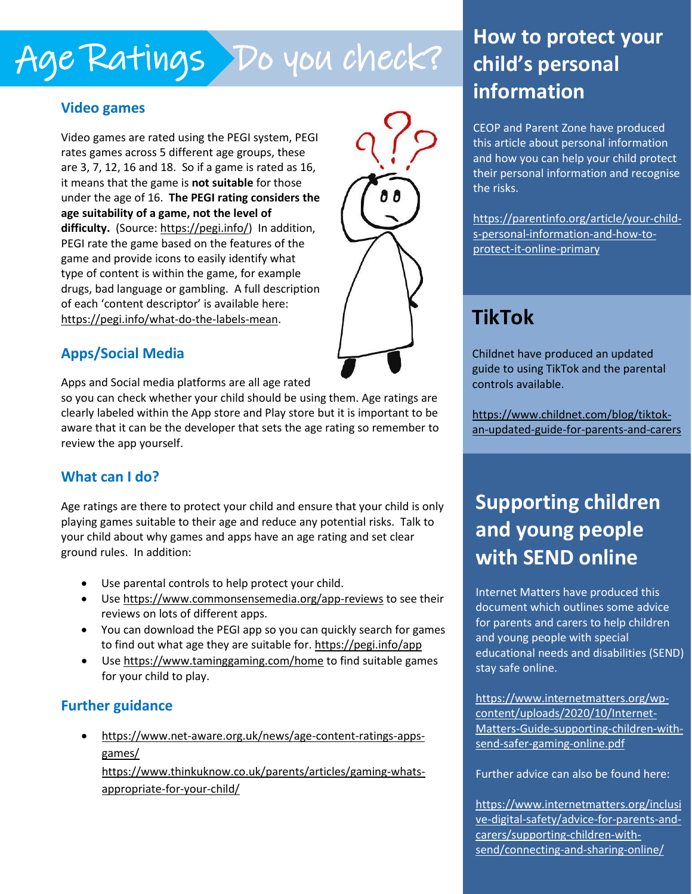# Age Ratings Do you check?

## Video games

Video games are rated using the PEGI system, PEGI rates games across 5 different age groups, these are 3, 7, 12, 16 and 18. So if a game is rated as 16, it means that the game is **not suitable** for those under the age of 16. **The PEGI rating considers the age suitability of a game, not the level of difficulty.** (Source: https://pegi.info/) In addition, PEGI rate the game based on the features of the game and provide icons to easily identify what type of content is within the game, for example drugs, bad language or gambling. A full description of each 'content descriptor' is available here: https://pegi.info/what-do-the-labels-mean.

## Apps/Social Media

Apps and Social media platforms are all age rated so you can check whether your child should be using them. Age ratings are clearly labeled within the App store and Play store but it is important to be aware that it can be the developer that sets the age rating so remember to review the app yourself.

## What can I do?

Age ratings are there to protect your child and ensure that your child is only playing games suitable to their age and reduce any potential risks. Talk to your child about why games and apps have an age rating and set clear ground rules. In addition:

- Use parental controls to help protect your child.
- Use https://www.commonsensemedia.org/app-reviews to see their reviews on lots of different apps.
- You can download the PEGI app so you can quickly search for games to find out what age they are suitable for. https://pegi.info/app
- Use https://www.taminggaming.com/home to find suitable games for your child to play.

## Further guidance

- https://www.net-aware.org.uk/news/age-content-ratings-apps-games/
  https://www.thinkuknow.co.uk/parents/articles/gaming-whats-appropriate-for-your-child/

## How to protect your child's personal information

CEOP and Parent Zone have produced this article about personal information and how you can help your child protect their personal information and recognise the risks.

https://parentinfo.org/article/your-child-s-personal-information-and-how-to-protect-it-online-primary

## TikTok

Childnet have produced an updated guide to using TikTok and the parental controls available.

https://www.childnet.com/blog/tiktok-an-updated-guide-for-parents-and-carers

## Supporting children and young people with SEND online

Internet Matters have produced this document which outlines some advice for parents and carers to help children and young people with special educational needs and disabilities (SEND) stay safe online.

https://www.internetmatters.org/wp-content/uploads/2020/10/Internet-Matters-Guide-supporting-children-with-send-safer-gaming-online.pdf

Further advice can also be found here:

https://www.internetmatters.org/inclusive-digital-safety/advice-for-parents-and-carers/supporting-children-with-send/connecting-and-sharing-online/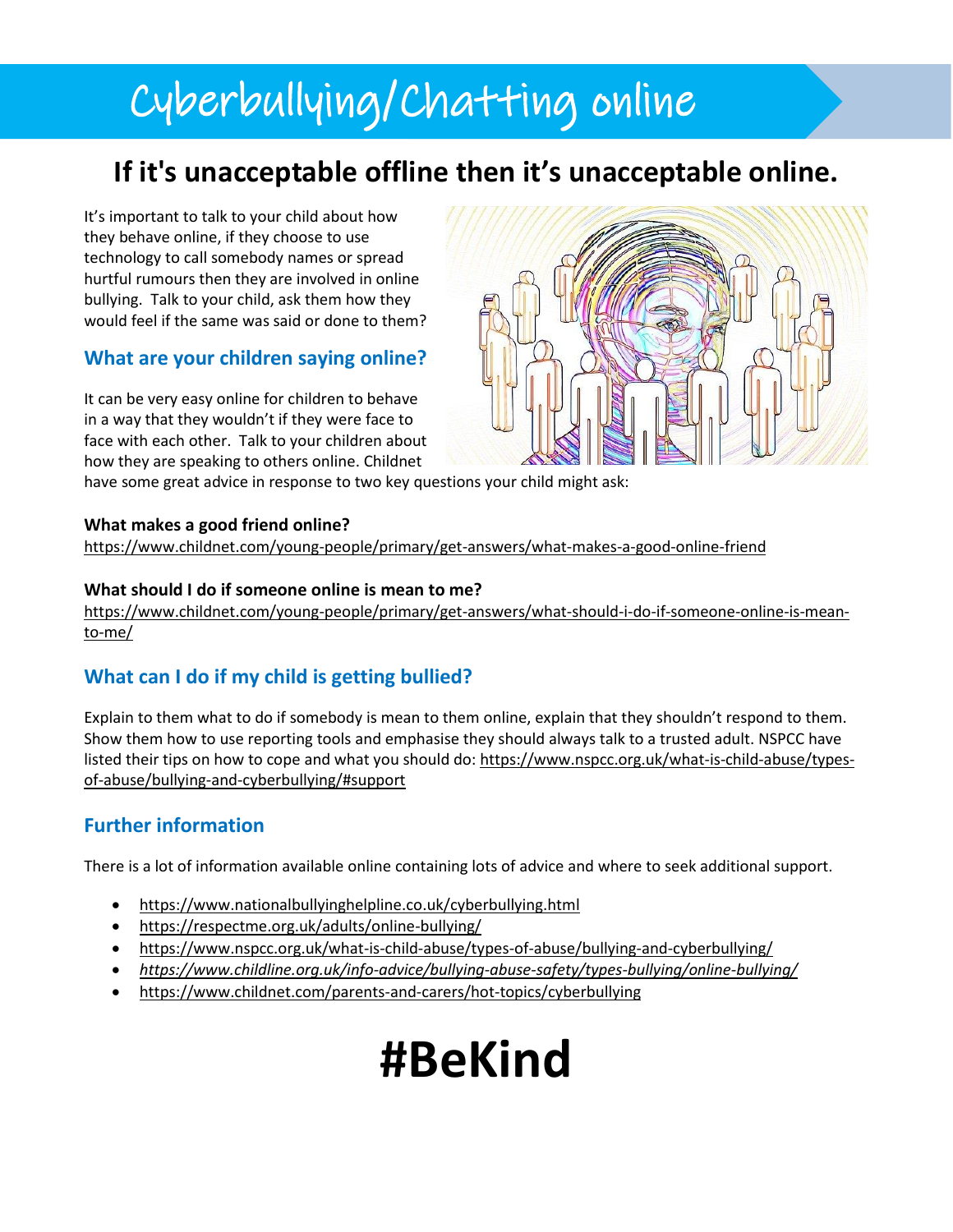# Cyberbullying/Chatting online

## If it's unacceptable offline then it's unacceptable online.

It's important to talk to your child about how they behave online, if they choose to use technology to call somebody names or spread hurtful rumours then they are involved in online bullying. Talk to your child, ask them how they would feel if the same was said or done to them?

### What are your children saying online?

It can be very easy online for children to behave in a way that they wouldn't if they were face to face with each other. Talk to your children about how they are speaking to others online. Childnet have some great advice in response to two key questions your child might ask:

**What makes a good friend online?**
https://www.childnet.com/young-people/primary/get-answers/what-makes-a-good-online-friend

**What should I do if someone online is mean to me?**
https://www.childnet.com/young-people/primary/get-answers/what-should-i-do-if-someone-online-is-mean-to-me/

### What can I do if my child is getting bullied?

Explain to them what to do if somebody is mean to them online, explain that they shouldn't respond to them. Show them how to use reporting tools and emphasise they should always talk to a trusted adult. NSPCC have listed their tips on how to cope and what you should do: https://www.nspcc.org.uk/what-is-child-abuse/types-of-abuse/bullying-and-cyberbullying/#support

### Further information

There is a lot of information available online containing lots of advice and where to seek additional support.

- https://www.nationalbullyinghelpline.co.uk/cyberbullying.html
- https://respectme.org.uk/adults/online-bullying/
- https://www.nspcc.org.uk/what-is-child-abuse/types-of-abuse/bullying-and-cyberbullying/
- *https://www.childline.org.uk/info-advice/bullying-abuse-safety/types-bullying/online-bullying/*
- https://www.childnet.com/parents-and-carers/hot-topics/cyberbullying

# #BeKind